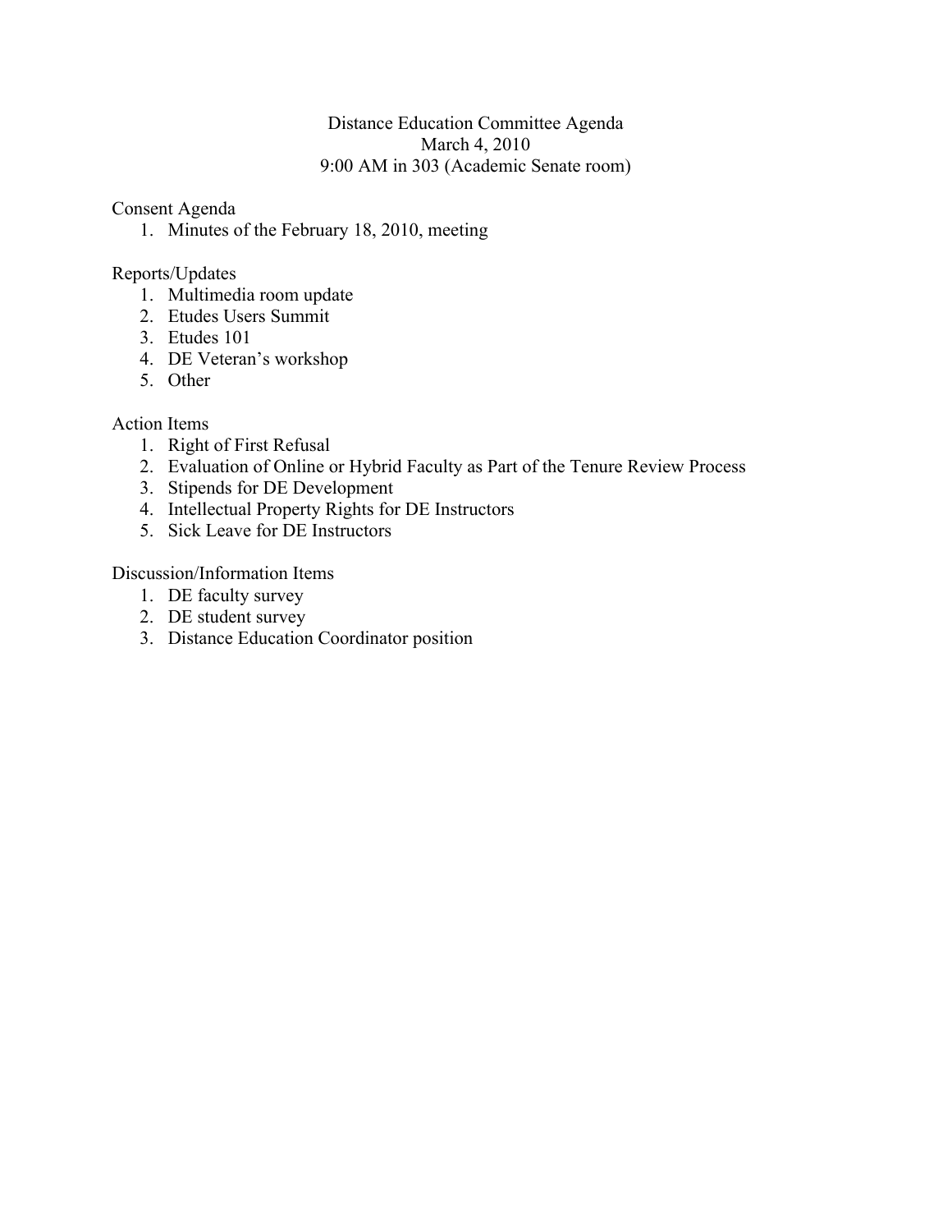# Distance Education Committee Agenda

March 4, 2010

9:00 AM in 303 (Academic Senate room)

## Consent Agenda

1. Minutes of the February 18, 2010, meeting

## Reports/Updates

1. Multimedia room update
2. Etudes Users Summit
3. Etudes 101
4. DE Veteran's workshop
5. Other

## Action Items

1. Right of First Refusal
2. Evaluation of Online or Hybrid Faculty as Part of the Tenure Review Process
3. Stipends for DE Development
4. Intellectual Property Rights for DE Instructors
5. Sick Leave for DE Instructors

## Discussion/Information Items

1. DE faculty survey
2. DE student survey
3. Distance Education Coordinator position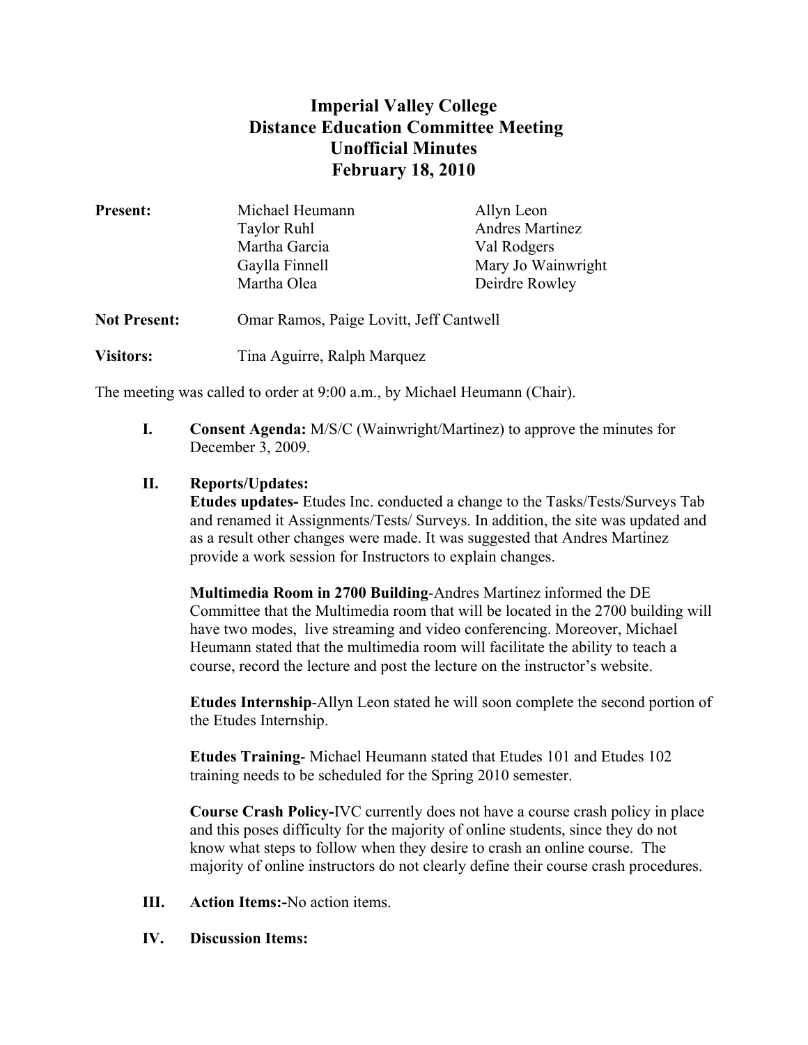# Imperial Valley College
## Distance Education Committee Meeting
## Unofficial Minutes
## February 18, 2010

**Present:**

| | |
|---|---|
| Michael Heumann | Allyn Leon |
| Taylor Ruhl | Andres Martinez |
| Martha Garcia | Val Rodgers |
| Gaylla Finnell | Mary Jo Wainwright |
| Martha Olea | Deirdre Rowley |

**Not Present:** Omar Ramos, Paige Lovitt, Jeff Cantwell

**Visitors:** Tina Aguirre, Ralph Marquez

The meeting was called to order at 9:00 a.m., by Michael Heumann (Chair).

**I. Consent Agenda:** M/S/C (Wainwright/Martinez) to approve the minutes for December 3, 2009.

**II. Reports/Updates:**

**Etudes updates-** Etudes Inc. conducted a change to the Tasks/Tests/Surveys Tab and renamed it Assignments/Tests/ Surveys. In addition, the site was updated and as a result other changes were made. It was suggested that Andres Martinez provide a work session for Instructors to explain changes.

**Multimedia Room in 2700 Building**-Andres Martinez informed the DE Committee that the Multimedia room that will be located in the 2700 building will have two modes, live streaming and video conferencing. Moreover, Michael Heumann stated that the multimedia room will facilitate the ability to teach a course, record the lecture and post the lecture on the instructor's website.

**Etudes Internship**-Allyn Leon stated he will soon complete the second portion of the Etudes Internship.

**Etudes Training**- Michael Heumann stated that Etudes 101 and Etudes 102 training needs to be scheduled for the Spring 2010 semester.

**Course Crash Policy-**IVC currently does not have a course crash policy in place and this poses difficulty for the majority of online students, since they do not know what steps to follow when they desire to crash an online course. The majority of online instructors do not clearly define their course crash procedures.

**III. Action Items:-**No action items.

**IV. Discussion Items:**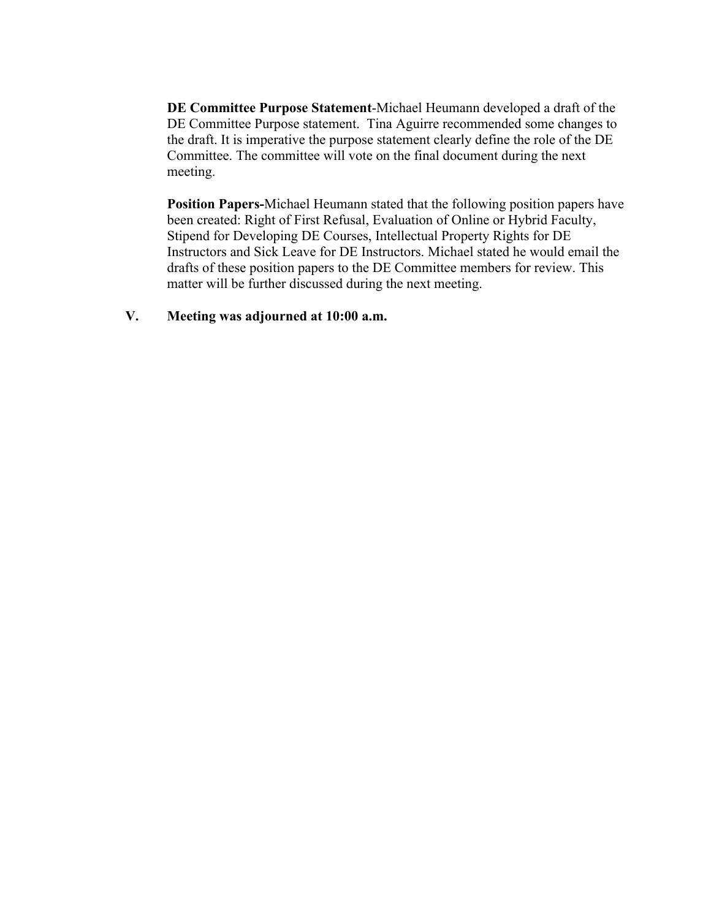**DE Committee Purpose Statement**-Michael Heumann developed a draft of the DE Committee Purpose statement.  Tina Aguirre recommended some changes to the draft. It is imperative the purpose statement clearly define the role of the DE Committee. The committee will vote on the final document during the next meeting.

**Position Papers-**Michael Heumann stated that the following position papers have been created: Right of First Refusal, Evaluation of Online or Hybrid Faculty, Stipend for Developing DE Courses, Intellectual Property Rights for DE Instructors and Sick Leave for DE Instructors. Michael stated he would email the drafts of these position papers to the DE Committee members for review. This matter will be further discussed during the next meeting.

**V. Meeting was adjourned at 10:00 a.m.**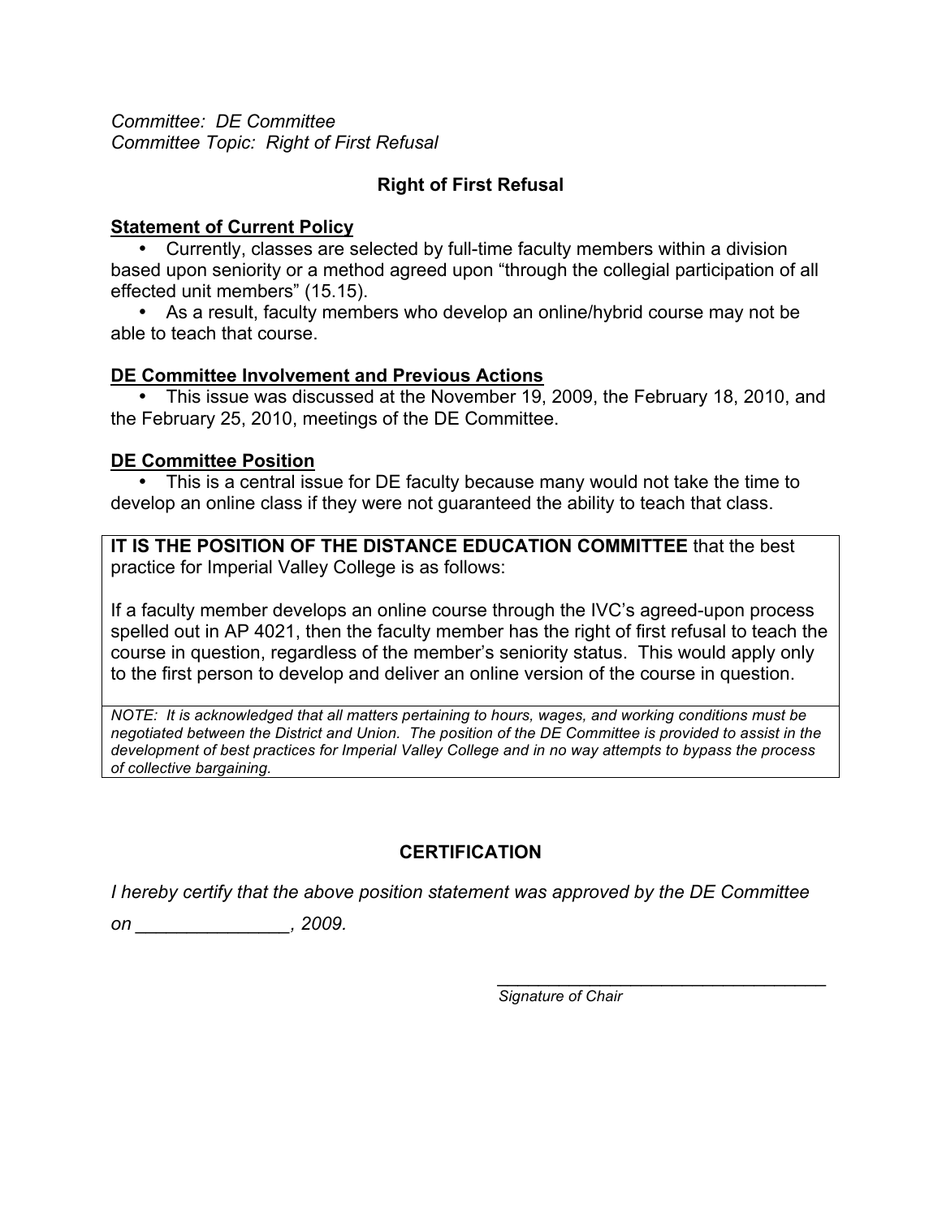*Committee: DE Committee*
*Committee Topic: Right of First Refusal*

## Right of First Refusal

### Statement of Current Policy

- Currently, classes are selected by full-time faculty members within a division based upon seniority or a method agreed upon "through the collegial participation of all effected unit members" (15.15).
- As a result, faculty members who develop an online/hybrid course may not be able to teach that course.

### DE Committee Involvement and Previous Actions

- This issue was discussed at the November 19, 2009, the February 18, 2010, and the February 25, 2010, meetings of the DE Committee.

### DE Committee Position

- This is a central issue for DE faculty because many would not take the time to develop an online class if they were not guaranteed the ability to teach that class.

**IT IS THE POSITION OF THE DISTANCE EDUCATION COMMITTEE** that the best practice for Imperial Valley College is as follows:

If a faculty member develops an online course through the IVC's agreed-upon process spelled out in AP 4021, then the faculty member has the right of first refusal to teach the course in question, regardless of the member's seniority status. This would apply only to the first person to develop and deliver an online version of the course in question.

*NOTE: It is acknowledged that all matters pertaining to hours, wages, and working conditions must be negotiated between the District and Union. The position of the DE Committee is provided to assist in the development of best practices for Imperial Valley College and in no way attempts to bypass the process of collective bargaining.*

## CERTIFICATION

*I hereby certify that the above position statement was approved by the DE Committee on _______________, 2009.*

___________________________________
*Signature of Chair*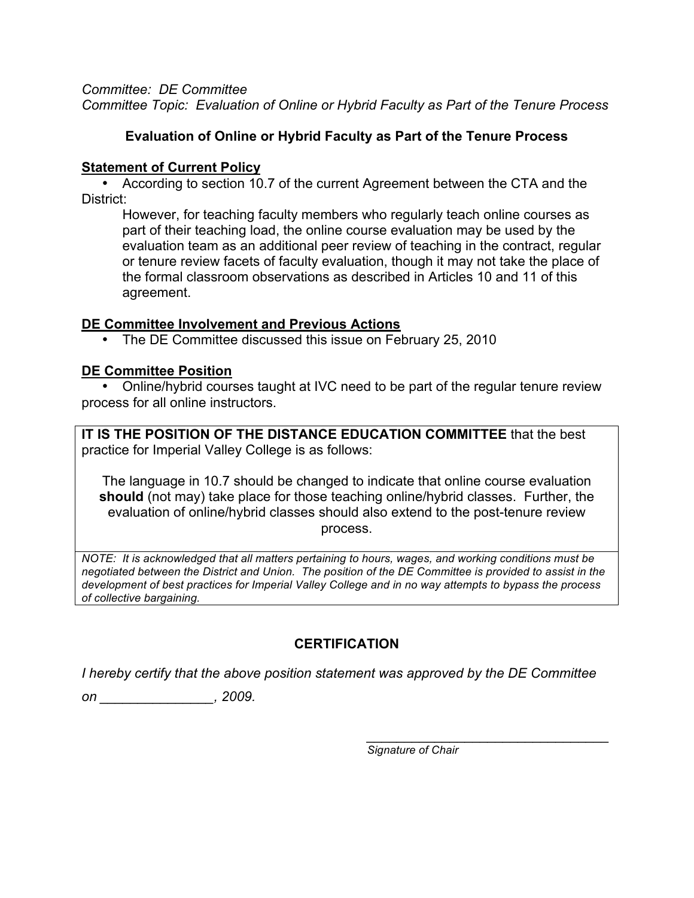*Committee: DE Committee*
*Committee Topic: Evaluation of Online or Hybrid Faculty as Part of the Tenure Process*

## Evaluation of Online or Hybrid Faculty as Part of the Tenure Process

### Statement of Current Policy

- According to section 10.7 of the current Agreement between the CTA and the District:

  However, for teaching faculty members who regularly teach online courses as part of their teaching load, the online course evaluation may be used by the evaluation team as an additional peer review of teaching in the contract, regular or tenure review facets of faculty evaluation, though it may not take the place of the formal classroom observations as described in Articles 10 and 11 of this agreement.

### DE Committee Involvement and Previous Actions

- The DE Committee discussed this issue on February 25, 2010

### DE Committee Position

- Online/hybrid courses taught at IVC need to be part of the regular tenure review process for all online instructors.

**IT IS THE POSITION OF THE DISTANCE EDUCATION COMMITTEE** that the best practice for Imperial Valley College is as follows:

The language in 10.7 should be changed to indicate that online course evaluation **should** (not may) take place for those teaching online/hybrid classes. Further, the evaluation of online/hybrid classes should also extend to the post-tenure review process.

*NOTE: It is acknowledged that all matters pertaining to hours, wages, and working conditions must be negotiated between the District and Union. The position of the DE Committee is provided to assist in the development of best practices for Imperial Valley College and in no way attempts to bypass the process of collective bargaining.*

### CERTIFICATION

*I hereby certify that the above position statement was approved by the DE Committee on _______________, 2009.*

___________________________________
*Signature of Chair*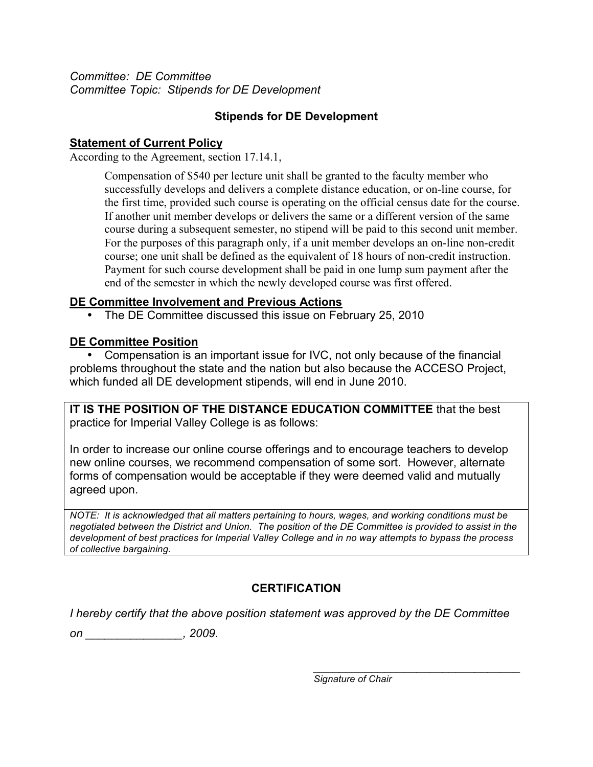*Committee: DE Committee*
*Committee Topic: Stipends for DE Development*

## Stipends for DE Development

### Statement of Current Policy

According to the Agreement, section 17.14.1,

> Compensation of $540 per lecture unit shall be granted to the faculty member who successfully develops and delivers a complete distance education, or on-line course, for the first time, provided such course is operating on the official census date for the course. If another unit member develops or delivers the same or a different version of the same course during a subsequent semester, no stipend will be paid to this second unit member. For the purposes of this paragraph only, if a unit member develops an on-line non-credit course; one unit shall be defined as the equivalent of 18 hours of non-credit instruction. Payment for such course development shall be paid in one lump sum payment after the end of the semester in which the newly developed course was first offered.

### DE Committee Involvement and Previous Actions

- The DE Committee discussed this issue on February 25, 2010

### DE Committee Position

- Compensation is an important issue for IVC, not only because of the financial problems throughout the state and the nation but also because the ACCESO Project, which funded all DE development stipends, will end in June 2010.

**IT IS THE POSITION OF THE DISTANCE EDUCATION COMMITTEE** that the best practice for Imperial Valley College is as follows:

In order to increase our online course offerings and to encourage teachers to develop new online courses, we recommend compensation of some sort. However, alternate forms of compensation would be acceptable if they were deemed valid and mutually agreed upon.

*NOTE: It is acknowledged that all matters pertaining to hours, wages, and working conditions must be negotiated between the District and Union. The position of the DE Committee is provided to assist in the development of best practices for Imperial Valley College and in no way attempts to bypass the process of collective bargaining.*

## CERTIFICATION

*I hereby certify that the above position statement was approved by the DE Committee on _______________, 2009.*

___________________________________
*Signature of Chair*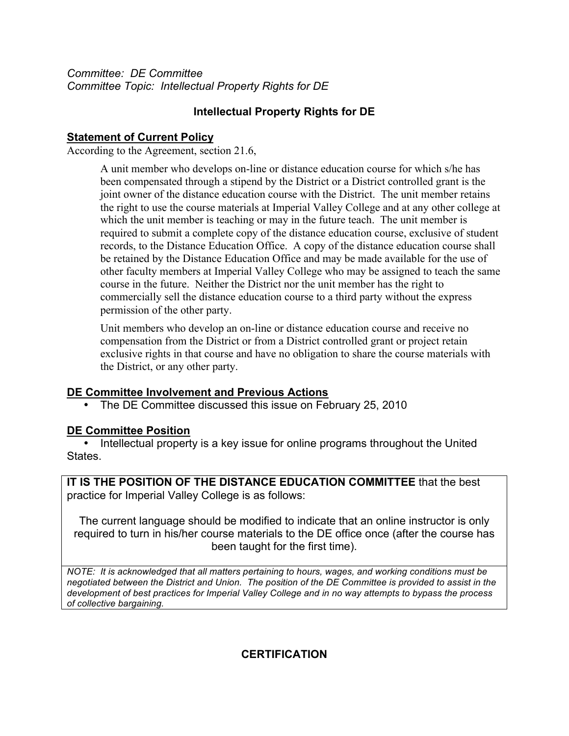*Committee: DE Committee*
*Committee Topic: Intellectual Property Rights for DE*

## Intellectual Property Rights for DE

### Statement of Current Policy

According to the Agreement, section 21.6,

> A unit member who develops on-line or distance education course for which s/he has been compensated through a stipend by the District or a District controlled grant is the joint owner of the distance education course with the District. The unit member retains the right to use the course materials at Imperial Valley College and at any other college at which the unit member is teaching or may in the future teach. The unit member is required to submit a complete copy of the distance education course, exclusive of student records, to the Distance Education Office. A copy of the distance education course shall be retained by the Distance Education Office and may be made available for the use of other faculty members at Imperial Valley College who may be assigned to teach the same course in the future. Neither the District nor the unit member has the right to commercially sell the distance education course to a third party without the express permission of the other party.
>
> Unit members who develop an on-line or distance education course and receive no compensation from the District or from a District controlled grant or project retain exclusive rights in that course and have no obligation to share the course materials with the District, or any other party.

### DE Committee Involvement and Previous Actions

- The DE Committee discussed this issue on February 25, 2010

### DE Committee Position

- Intellectual property is a key issue for online programs throughout the United States.

**IT IS THE POSITION OF THE DISTANCE EDUCATION COMMITTEE** that the best practice for Imperial Valley College is as follows:

The current language should be modified to indicate that an online instructor is only required to turn in his/her course materials to the DE office once (after the course has been taught for the first time).

*NOTE: It is acknowledged that all matters pertaining to hours, wages, and working conditions must be negotiated between the District and Union. The position of the DE Committee is provided to assist in the development of best practices for Imperial Valley College and in no way attempts to bypass the process of collective bargaining.*

## CERTIFICATION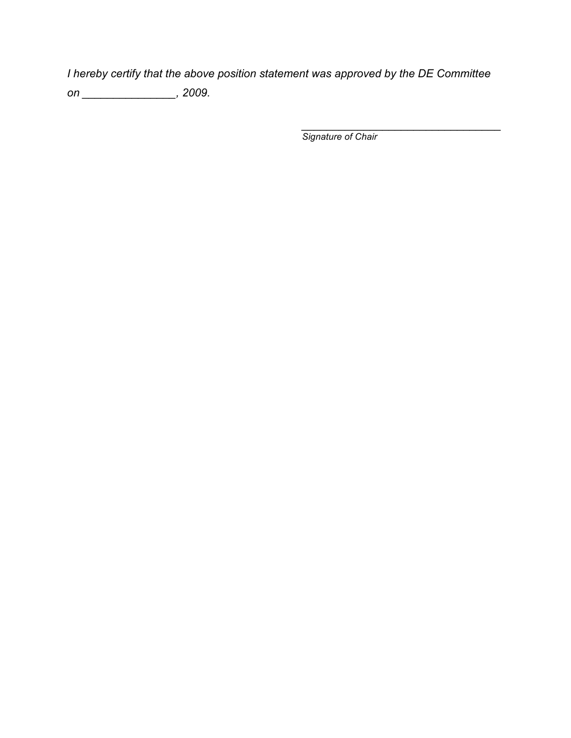*I hereby certify that the above position statement was approved by the DE Committee on _______________, 2009.*

___________________________________

*Signature of Chair*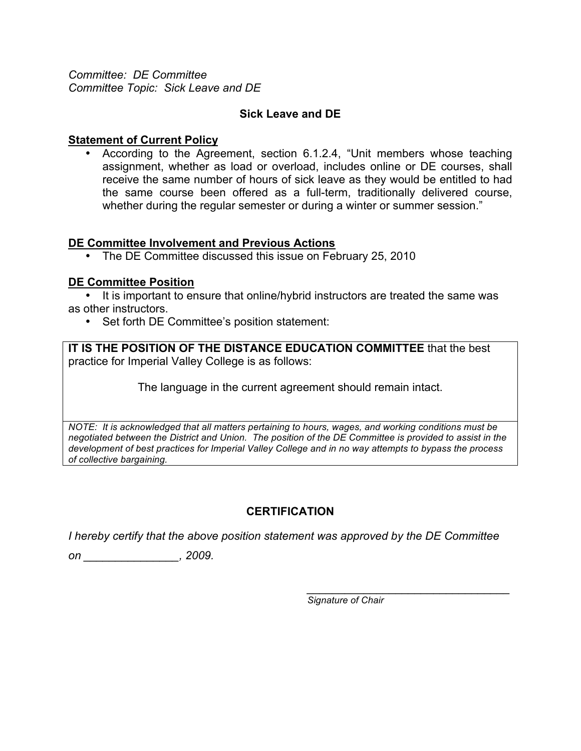*Committee: DE Committee*
*Committee Topic: Sick Leave and DE*

**Sick Leave and DE**

**Statement of Current Policy**

- According to the Agreement, section 6.1.2.4, "Unit members whose teaching assignment, whether as load or overload, includes online or DE courses, shall receive the same number of hours of sick leave as they would be entitled to had the same course been offered as a full-term, traditionally delivered course, whether during the regular semester or during a winter or summer session."

**DE Committee Involvement and Previous Actions**

- The DE Committee discussed this issue on February 25, 2010

**DE Committee Position**

- It is important to ensure that online/hybrid instructors are treated the same was as other instructors.
- Set forth DE Committee's position statement:

**IT IS THE POSITION OF THE DISTANCE EDUCATION COMMITTEE** that the best practice for Imperial Valley College is as follows:

The language in the current agreement should remain intact.

*NOTE: It is acknowledged that all matters pertaining to hours, wages, and working conditions must be negotiated between the District and Union. The position of the DE Committee is provided to assist in the development of best practices for Imperial Valley College and in no way attempts to bypass the process of collective bargaining.*

**CERTIFICATION**

*I hereby certify that the above position statement was approved by the DE Committee on _______________, 2009.*

___________________________________
*Signature of Chair*